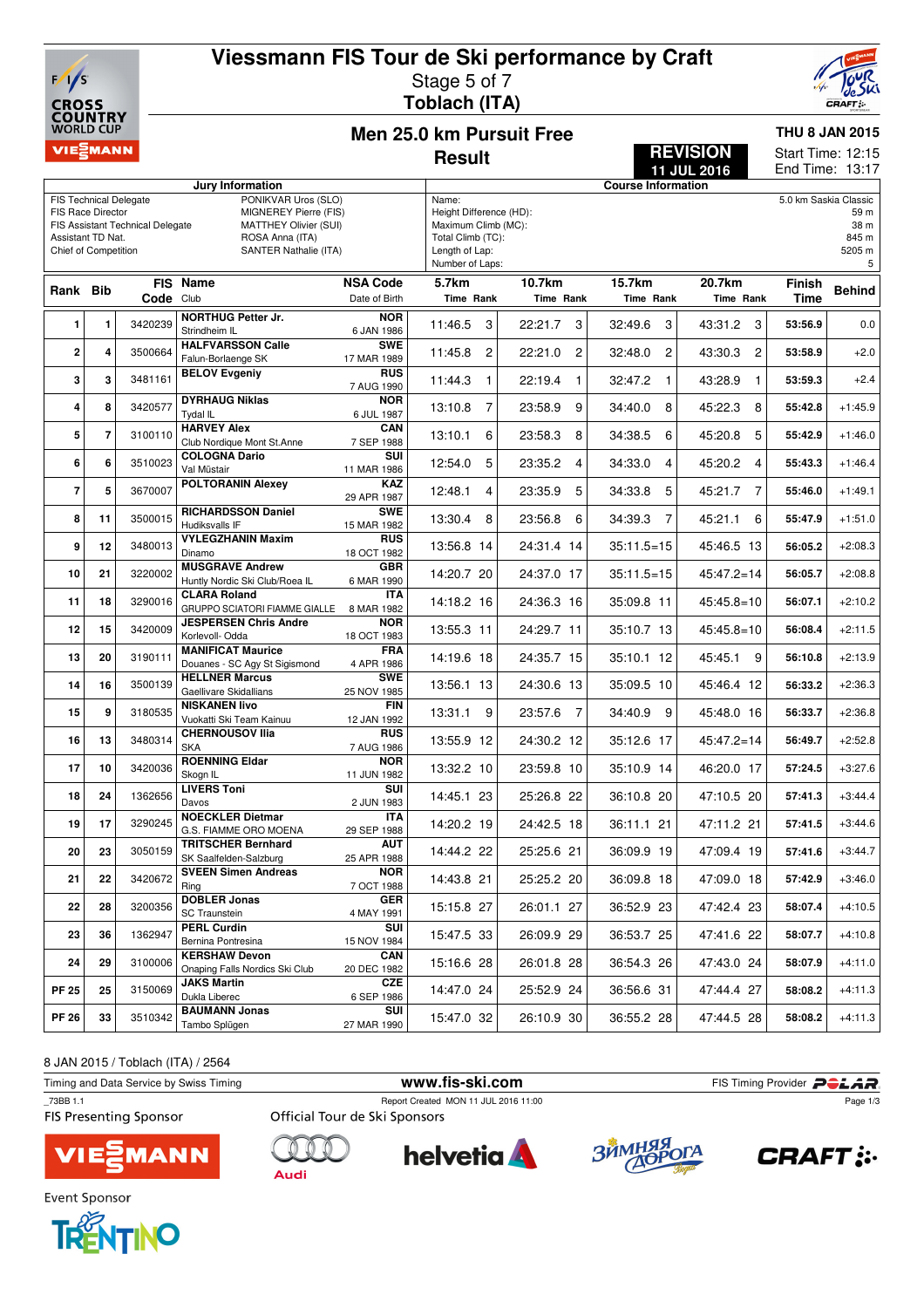# Viessmann FIS Tour de Ski performance by Craft

Stage 5 of 7

**Toblach (ITA)**

## Men 25.0 km Pursuit Free

### Result

**REVISION 11 JUL 2016**

**THU 8 JAN 2015**

Start Time: 12:15

End Time: 13:17

| Jury Information | |
|---|---|
| FIS Technical Delegate | PONIKVAR Uros (SLO) |
| FIS Race Director | MIGNEREY Pierre (FIS) |
| FIS Assistant Technical Delegate | MATTHEY Olivier (SUI) |
| Assistant TD Nat. | ROSA Anna (ITA) |
| Chief of Competition | SANTER Nathalie (ITA) |

| Course Information | |
|---|---|
| Name: | 5.0 km Saskia Classic |
| Height Difference (HD): | 59 m |
| Maximum Climb (MC): | 38 m |
| Total Climb (TC): | 845 m |
| Length of Lap: | 5205 m |
| Number of Laps: | 5 |

| Rank | Bib | FIS Code | Name / Club | NSA Code / Date of Birth | 5.7km Time | Rank | 10.7km Time | Rank | 15.7km Time | Rank | 20.7km Time | Rank | Finish Time | Behind |
|---|---|---|---|---|---|---|---|---|---|---|---|---|---|---|
| 1 | 1 | 3420239 | NORTHUG Petter Jr. / Strindheim IL | NOR / 6 JAN 1986 | 11:46.5 | 3 | 22:21.7 | 3 | 32:49.6 | 3 | 43:31.2 | 3 | 53:56.9 | 0.0 |
| 2 | 4 | 3500664 | HALFVARSSON Calle / Falun-Borlaenge SK | SWE / 17 MAR 1989 | 11:45.8 | 2 | 22:21.0 | 2 | 32:48.0 | 2 | 43:30.3 | 2 | 53:58.9 | +2.0 |
| 3 | 3 | 3481161 | BELOV Evgeniy | RUS / 7 AUG 1990 | 11:44.3 | 1 | 22:19.4 | 1 | 32:47.2 | 1 | 43:28.9 | 1 | 53:59.3 | +2.4 |
| 4 | 8 | 3420577 | DYRHAUG Niklas / Tydal IL | NOR / 6 JUL 1987 | 13:10.8 | 7 | 23:58.9 | 9 | 34:40.0 | 8 | 45:22.3 | 8 | 55:42.8 | +1:45.9 |
| 5 | 7 | 3100110 | HARVEY Alex / Club Nordique Mont St.Anne | CAN / 7 SEP 1988 | 13:10.1 | 6 | 23:58.3 | 8 | 34:38.5 | 6 | 45:20.8 | 5 | 55:42.9 | +1:46.0 |
| 6 | 6 | 3510023 | COLOGNA Dario / Val Müstair | SUI / 11 MAR 1986 | 12:54.0 | 5 | 23:35.2 | 4 | 34:33.0 | 4 | 45:20.2 | 4 | 55:43.3 | +1:46.4 |
| 7 | 5 | 3670007 | POLTORANIN Alexey | KAZ / 29 APR 1987 | 12:48.1 | 4 | 23:35.9 | 5 | 34:33.8 | 5 | 45:21.7 | 7 | 55:46.0 | +1:49.1 |
| 8 | 11 | 3500015 | RICHARDSSON Daniel / Hudiksvalls IF | SWE / 15 MAR 1982 | 13:30.4 | 8 | 23:56.8 | 6 | 34:39.3 | 7 | 45:21.1 | 6 | 55:47.9 | +1:51.0 |
| 9 | 12 | 3480013 | VYLEGZHANIN Maxim / Dinamo | RUS / 18 OCT 1982 | 13:56.8 | 14 | 24:31.4 | 14 | 35:11.5 | =15 | 45:46.5 | 13 | 56:05.2 | +2:08.3 |
| 10 | 21 | 3220002 | MUSGRAVE Andrew / Huntly Nordic Ski Club/Roea IL | GBR / 6 MAR 1990 | 14:20.7 | 20 | 24:37.0 | 17 | 35:11.5 | =15 | 45:47.2 | =14 | 56:05.7 | +2:08.8 |
| 11 | 18 | 3290016 | CLARA Roland / GRUPPO SCIATORI FIAMME GIALLE | ITA / 8 MAR 1982 | 14:18.2 | 16 | 24:36.3 | 16 | 35:09.8 | 11 | 45:45.8 | =10 | 56:07.1 | +2:10.2 |
| 12 | 15 | 3420009 | JESPERSEN Chris Andre / Korlevoll- Odda | NOR / 18 OCT 1983 | 13:55.3 | 11 | 24:29.7 | 11 | 35:10.7 | 13 | 45:45.8 | =10 | 56:08.4 | +2:11.5 |
| 13 | 20 | 3190111 | MANIFICAT Maurice / Douanes - SC Agy St Sigismond | FRA / 4 APR 1986 | 14:19.6 | 18 | 24:35.7 | 15 | 35:10.1 | 12 | 45:45.1 | 9 | 56:10.8 | +2:13.9 |
| 14 | 16 | 3500139 | HELLNER Marcus / Gaellivare Skidallians | SWE / 25 NOV 1985 | 13:56.1 | 13 | 24:30.6 | 13 | 35:09.5 | 10 | 45:46.4 | 12 | 56:33.2 | +2:36.3 |
| 15 | 9 | 3180535 | NISKANEN Iivo / Vuokatti Ski Team Kainuu | FIN / 12 JAN 1992 | 13:31.1 | 9 | 23:57.6 | 7 | 34:40.9 | 9 | 45:48.0 | 16 | 56:33.7 | +2:36.8 |
| 16 | 13 | 3480314 | CHERNOUSOV Ilia / SKA | RUS / 7 AUG 1986 | 13:55.9 | 12 | 24:30.2 | 12 | 35:12.6 | 17 | 45:47.2 | =14 | 56:49.7 | +2:52.8 |
| 17 | 10 | 3420036 | ROENNING Eldar / Skogn IL | NOR / 11 JUN 1982 | 13:32.2 | 10 | 23:59.8 | 10 | 35:10.9 | 14 | 46:20.0 | 17 | 57:24.5 | +3:27.6 |
| 18 | 24 | 1362656 | LIVERS Toni / Davos | SUI / 2 JUN 1983 | 14:45.1 | 23 | 25:26.8 | 22 | 36:10.8 | 20 | 47:10.5 | 20 | 57:41.3 | +3:44.4 |
| 19 | 17 | 3290245 | NOECKLER Dietmar / G.S. FIAMME ORO MOENA | ITA / 29 SEP 1988 | 14:20.2 | 19 | 24:42.5 | 18 | 36:11.1 | 21 | 47:11.2 | 21 | 57:41.5 | +3:44.6 |
| 20 | 23 | 3050159 | TRITSCHER Bernhard / SK Saalfelden-Salzburg | AUT / 25 APR 1988 | 14:44.2 | 22 | 25:25.6 | 21 | 36:09.9 | 19 | 47:09.4 | 19 | 57:41.6 | +3:44.7 |
| 21 | 22 | 3420672 | SVEEN Simen Andreas / Ring | NOR / 7 OCT 1988 | 14:43.8 | 21 | 25:25.2 | 20 | 36:09.8 | 18 | 47:09.0 | 18 | 57:42.9 | +3:46.0 |
| 22 | 28 | 3200356 | DOBLER Jonas / SC Traunstein | GER / 4 MAY 1991 | 15:15.8 | 27 | 26:01.1 | 27 | 36:52.9 | 23 | 47:42.4 | 23 | 58:07.4 | +4:10.5 |
| 23 | 36 | 1362947 | PERL Curdin / Bernina Pontresina | SUI / 15 NOV 1984 | 15:47.5 | 33 | 26:09.9 | 29 | 36:53.7 | 25 | 47:41.6 | 22 | 58:07.7 | +4:10.8 |
| 24 | 29 | 3100006 | KERSHAW Devon / Onaping Falls Nordics Ski Club | CAN / 20 DEC 1982 | 15:16.6 | 28 | 26:01.8 | 28 | 36:54.3 | 26 | 47:43.0 | 24 | 58:07.9 | +4:11.0 |
| PF 25 | 25 | 3150069 | JAKS Martin / Dukla Liberec | CZE / 6 SEP 1986 | 14:47.0 | 24 | 25:52.9 | 24 | 36:56.6 | 31 | 47:44.4 | 27 | 58:08.2 | +4:11.3 |
| PF 26 | 33 | 3510342 | BAUMANN Jonas / Tambo Splügen | SUI / 27 MAR 1990 | 15:47.0 | 32 | 26:10.9 | 30 | 36:55.2 | 28 | 47:44.5 | 28 | 58:08.2 | +4:11.3 |

8 JAN 2015 / Toblach (ITA) / 2564

Timing and Data Service by Swiss Timing — www.fis-ski.com — FIS Timing Provider POLAR

_73BB 1.1 — Report Created MON 11 JUL 2016 11:00

FIS Presenting Sponsor: VIESSMANN — Official Tour de Ski Sponsors: Audi, helvetia, Зимняя Дорога, CRAFT

Event Sponsor: TRENTINO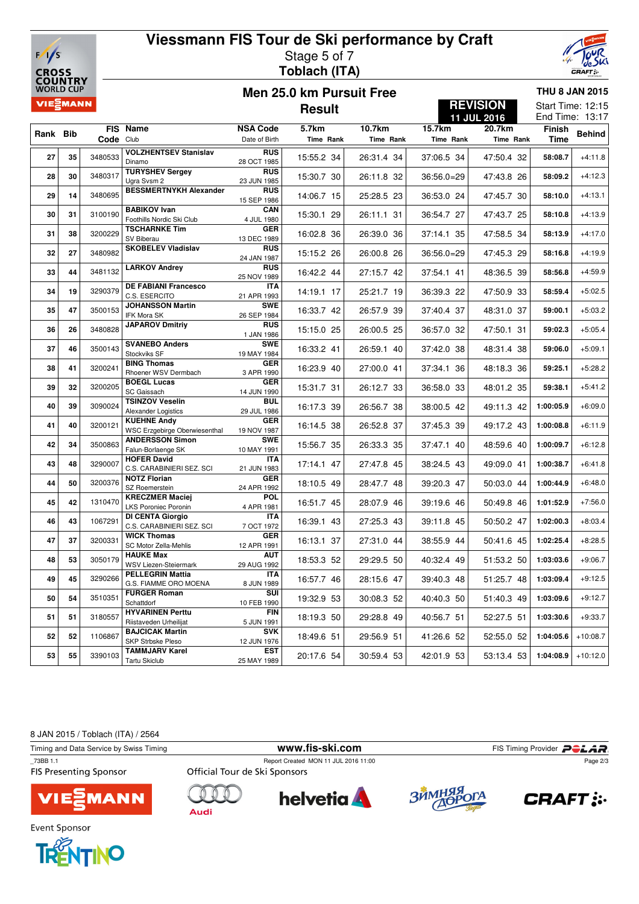# Viessmann FIS Tour de Ski performance by Craft

Stage 5 of 7

**Toblach (ITA)**

## Men 25.0 km Pursuit Free

**Result**

**REVISION** 11 JUL 2016

**THU 8 JAN 2015**

Start Time: 12:15
End Time: 13:17

| Rank | Bib | FIS Code | Name / Club | NSA Code / Date of Birth | 5.7km Time | Rank | 10.7km Time | Rank | 15.7km Time | Rank | 20.7km Time | Rank | Finish Time | Behind |
|---|---|---|---|---|---|---|---|---|---|---|---|---|---|---|
| 27 | 35 | 3480533 | **VOLZHENTSEV Stanislav** Dinamo | RUS 28 OCT 1985 | 15:55.2 | 34 | 26:31.4 | 34 | 37:06.5 | 34 | 47:50.4 | 32 | **58:08.7** | +4:11.8 |
| 28 | 30 | 3480317 | **TURYSHEV Sergey** Ugra Svsm 2 | RUS 23 JUN 1985 | 15:30.7 | 30 | 26:11.8 | 32 | 36:56.0 | =29 | 47:43.8 | 26 | **58:09.2** | +4:12.3 |
| 29 | 14 | 3480695 | **BESSMERTNYKH Alexander** | RUS 15 SEP 1986 | 14:06.7 | 15 | 25:28.5 | 23 | 36:53.0 | 24 | 47:45.7 | 30 | **58:10.0** | +4:13.1 |
| 30 | 31 | 3100190 | **BABIKOV Ivan** Foothills Nordic Ski Club | CAN 4 JUL 1980 | 15:30.1 | 29 | 26:11.1 | 31 | 36:54.7 | 27 | 47:43.7 | 25 | **58:10.8** | +4:13.9 |
| 31 | 38 | 3200229 | **TSCHARNKE Tim** SV Biberau | GER 13 DEC 1989 | 16:02.8 | 36 | 26:39.0 | 36 | 37:14.1 | 35 | 47:58.5 | 34 | **58:13.9** | +4:17.0 |
| 32 | 27 | 3480982 | **SKOBELEV Vladislav** | RUS 24 JAN 1987 | 15:15.2 | 26 | 26:00.8 | 26 | 36:56.0 | =29 | 47:45.3 | 29 | **58:16.8** | +4:19.9 |
| 33 | 44 | 3481132 | **LARKOV Andrey** | RUS 25 NOV 1989 | 16:42.2 | 44 | 27:15.7 | 42 | 37:54.1 | 41 | 48:36.5 | 39 | **58:56.8** | +4:59.9 |
| 34 | 19 | 3290379 | **DE FABIANI Francesco** C.S. ESERCITO | ITA 21 APR 1993 | 14:19.1 | 17 | 25:21.7 | 19 | 36:39.3 | 22 | 47:50.9 | 33 | **58:59.4** | +5:02.5 |
| 35 | 47 | 3500153 | **JOHANSSON Martin** IFK Mora SK | SWE 26 SEP 1984 | 16:33.7 | 42 | 26:57.9 | 39 | 37:40.4 | 37 | 48:31.0 | 37 | **59:00.1** | +5:03.2 |
| 36 | 26 | 3480828 | **JAPAROV Dmitriy** | RUS 1 JAN 1986 | 15:15.0 | 25 | 26:00.5 | 25 | 36:57.0 | 32 | 47:50.1 | 31 | **59:02.3** | +5:05.4 |
| 37 | 46 | 3500143 | **SVANEBO Anders** Stockviks SF | SWE 19 MAY 1984 | 16:33.2 | 41 | 26:59.1 | 40 | 37:42.0 | 38 | 48:31.4 | 38 | **59:06.0** | +5:09.1 |
| 38 | 41 | 3200241 | **BING Thomas** Rhoener WSV Dermbach | GER 3 APR 1990 | 16:23.9 | 40 | 27:00.0 | 41 | 37:34.1 | 36 | 48:18.3 | 36 | **59:25.1** | +5:28.2 |
| 39 | 32 | 3200205 | **BOEGL Lucas** SC Gaissach | GER 14 JUN 1990 | 15:31.7 | 31 | 26:12.7 | 33 | 36:58.0 | 33 | 48:01.2 | 35 | **59:38.1** | +5:41.2 |
| 40 | 39 | 3090024 | **TSINZOV Veselin** Alexander Logistics | BUL 29 JUL 1986 | 16:17.3 | 39 | 26:56.7 | 38 | 38:00.5 | 42 | 49:11.3 | 42 | **1:00:05.9** | +6:09.0 |
| 41 | 40 | 3200121 | **KUEHNE Andy** WSC Erzgebirge Oberwiesenthal | GER 19 NOV 1987 | 16:14.5 | 38 | 26:52.8 | 37 | 37:45.3 | 39 | 49:17.2 | 43 | **1:00:08.8** | +6:11.9 |
| 42 | 34 | 3500863 | **ANDERSSON Simon** Falun-Borlaenge SK | SWE 10 MAY 1991 | 15:56.7 | 35 | 26:33.3 | 35 | 37:47.1 | 40 | 48:59.6 | 40 | **1:00:09.7** | +6:12.8 |
| 43 | 48 | 3290007 | **HOFER David** C.S. CARABINIERI SEZ. SCI | ITA 21 JUN 1983 | 17:14.1 | 47 | 27:47.8 | 45 | 38:24.5 | 43 | 49:09.0 | 41 | **1:00:38.7** | +6:41.8 |
| 44 | 50 | 3200376 | **NOTZ Florian** SZ Roemerstein | GER 24 APR 1992 | 18:10.5 | 49 | 28:47.7 | 48 | 39:20.3 | 47 | 50:03.0 | 44 | **1:00:44.9** | +6:48.0 |
| 45 | 42 | 1310470 | **KRECZMER Maciej** LKS Poroniec Poronin | POL 4 APR 1981 | 16:51.7 | 45 | 28:07.9 | 46 | 39:19.6 | 46 | 50:49.8 | 46 | **1:01:52.9** | +7:56.0 |
| 46 | 43 | 1067291 | **DI CENTA Giorgio** C.S. CARABINIERI SEZ. SCI | ITA 7 OCT 1972 | 16:39.1 | 43 | 27:25.3 | 43 | 39:11.8 | 45 | 50:50.2 | 47 | **1:02:00.3** | +8:03.4 |
| 47 | 37 | 3200331 | **WICK Thomas** SC Motor Zella-Mehlis | GER 12 APR 1991 | 16:13.1 | 37 | 27:31.0 | 44 | 38:55.9 | 44 | 50:41.6 | 45 | **1:02:25.4** | +8:28.5 |
| 48 | 53 | 3050179 | **HAUKE Max** WSV Liezen-Steiermark | AUT 29 AUG 1992 | 18:53.3 | 52 | 29:29.5 | 50 | 40:32.4 | 49 | 51:53.2 | 50 | **1:03:03.6** | +9:06.7 |
| 49 | 45 | 3290266 | **PELLEGRIN Mattia** G.S. FIAMME ORO MOENA | ITA 8 JUN 1989 | 16:57.7 | 46 | 28:15.6 | 47 | 39:40.3 | 48 | 51:25.7 | 48 | **1:03:09.4** | +9:12.5 |
| 50 | 54 | 3510351 | **FURGER Roman** Schattdorf | SUI 10 FEB 1990 | 19:32.9 | 53 | 30:08.3 | 52 | 40:40.3 | 50 | 51:40.3 | 49 | **1:03:09.6** | +9:12.7 |
| 51 | 51 | 3180557 | **HYVARINEN Perttu** Riistaveden Urheilijat | FIN 5 JUN 1991 | 18:19.3 | 50 | 29:28.8 | 49 | 40:56.7 | 51 | 52:27.5 | 51 | **1:03:30.6** | +9:33.7 |
| 52 | 52 | 1106867 | **BAJCICAK Martin** SKP Strbske Pleso | SVK 12 JUN 1976 | 18:49.6 | 51 | 29:56.9 | 51 | 41:26.6 | 52 | 52:55.0 | 52 | **1:04:05.6** | +10:08.7 |
| 53 | 55 | 3390103 | **TAMMJARV Karel** Tartu Skiclub | EST 25 MAY 1989 | 20:17.6 | 54 | 30:59.4 | 53 | 42:01.9 | 53 | 53:13.4 | 53 | **1:04:08.9** | +10:12.0 |

8 JAN 2015 / Toblach (ITA) / 2564

Timing and Data Service by Swiss Timing — www.fis-ski.com — FIS Timing Provider POLAR

_73BB 1.1 — Report Created MON 11 JUL 2016 11:00

FIS Presenting Sponsor — Official Tour de Ski Sponsors

Event Sponsor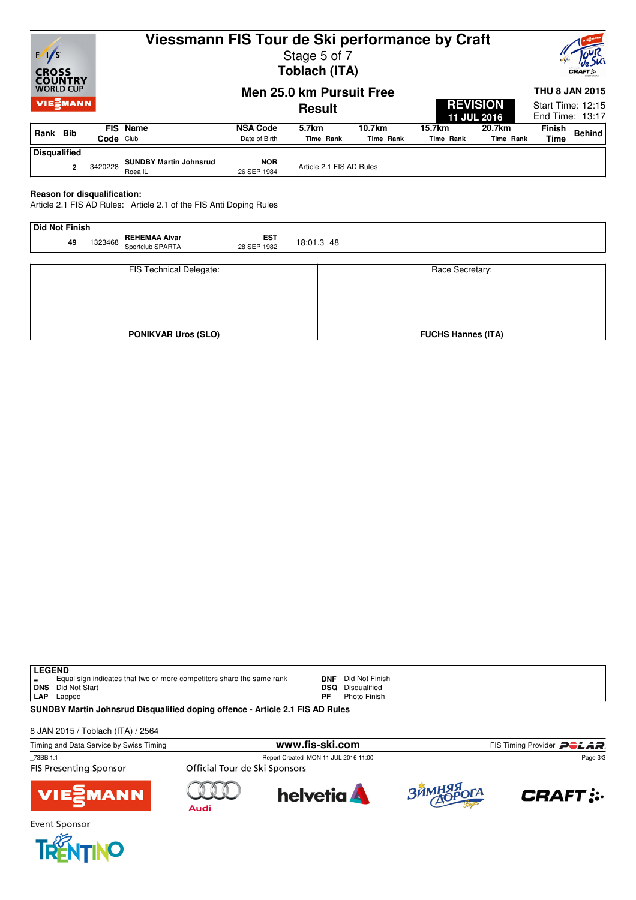# Viessmann FIS Tour de Ski performance by Craft

Stage 5 of 7

**Toblach (ITA)**

## Men 25.0 km Pursuit Free

**Result**

**REVISION 11 JUL 2016**

**THU 8 JAN 2015**

Start Time: 12:15
End Time: 13:17

| Rank | Bib | FIS Code | Name / Club | NSA Code / Date of Birth | 5.7km Time Rank | 10.7km Time Rank | 15.7km Time Rank | 20.7km Time Rank | Finish Time | Behind |
|---|---|---|---|---|---|---|---|---|---|---|
| **Disqualified** | | | | | | | | | | |
| | 2 | 3420228 | **SUNDBY Martin Johnsrud** Roea IL | **NOR** 26 SEP 1984 | Article 2.1 FIS AD Rules | | | | | |

**Reason for disqualification:**

Article 2.1 FIS AD Rules: Article 2.1 of the FIS Anti Doping Rules

| Rank | Bib | FIS Code | Name / Club | NSA Code / Date of Birth | 5.7km Time Rank | 10.7km Time Rank | 15.7km Time Rank | 20.7km Time Rank | Finish Time | Behind |
|---|---|---|---|---|---|---|---|---|---|---|
| **Did Not Finish** | | | | | | | | | | |
| | 49 | 1323468 | **REHEMAA Aivar** Sportclub SPARTA | **EST** 28 SEP 1982 | 18:01.3 48 | | | | | |

| FIS Technical Delegate: | Race Secretary: |
|---|---|
| **PONIKVAR Uros (SLO)** | **FUCHS Hannes (ITA)** |

**LEGEND**

| | | | |
|---|---|---|---|
| = | Equal sign indicates that two or more competitors share the same rank | DNF | Did Not Finish |
| DNS | Did Not Start | DSQ | Disqualified |
| LAP | Lapped | PF | Photo Finish |

**SUNDBY Martin Johnsrud Disqualified doping offence - Article 2.1 FIS AD Rules**

8 JAN 2015 / Toblach (ITA) / 2564

Timing and Data Service by Swiss Timing — www.fis-ski.com — FIS Timing Provider POLAR

_73BB 1.1 — Report Created MON 11 JUL 2016 11:00

FIS Presenting Sponsor: VIESSMANN

Official Tour de Ski Sponsors: Audi, helvetia, ЗИМНЯЯ ДОРОГА, CRAFT

Event Sponsor: TRENTINO